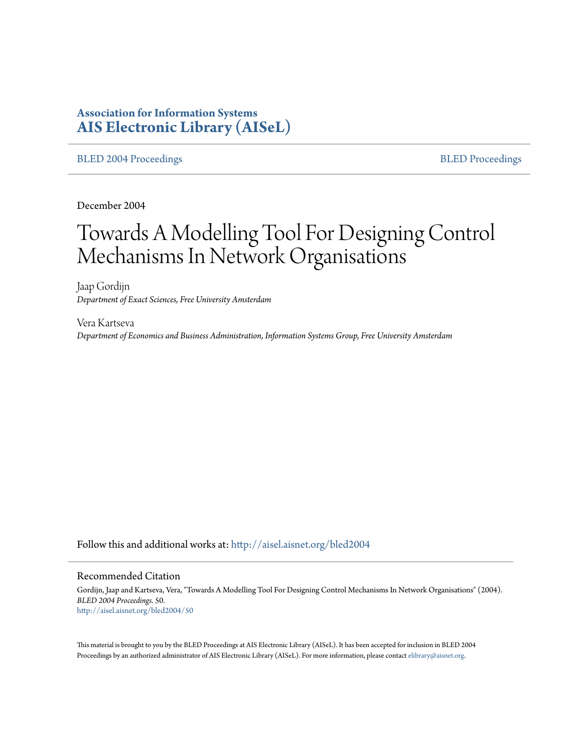**Association for Information Systems**
**AIS Electronic Library (AISeL)**

BLED 2004 Proceedings — BLED Proceedings

December 2004

# Towards A Modelling Tool For Designing Control Mechanisms In Network Organisations

Jaap Gordijn
*Department of Exact Sciences, Free University Amsterdam*

Vera Kartseva
*Department of Economics and Business Administration, Information Systems Group, Free University Amsterdam*

Follow this and additional works at: http://aisel.aisnet.org/bled2004

## Recommended Citation

Gordijn, Jaap and Kartseva, Vera, "Towards A Modelling Tool For Designing Control Mechanisms In Network Organisations" (2004). *BLED 2004 Proceedings*. 50.
http://aisel.aisnet.org/bled2004/50

This material is brought to you by the BLED Proceedings at AIS Electronic Library (AISeL). It has been accepted for inclusion in BLED 2004 Proceedings by an authorized administrator of AIS Electronic Library (AISeL). For more information, please contact elibrary@aisnet.org.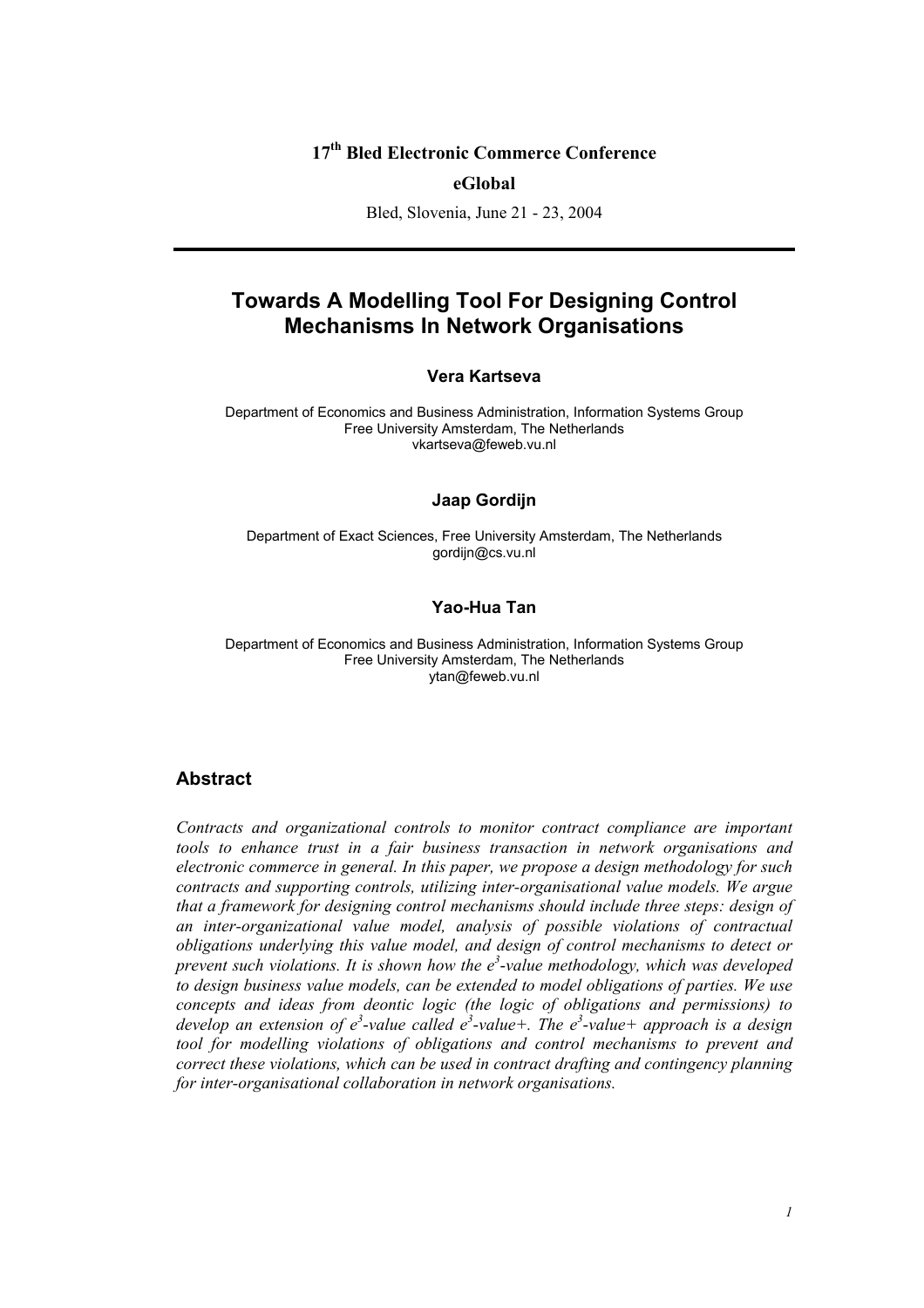**17th Bled Electronic Commerce Conference**

**eGlobal**

Bled, Slovenia, June 21 - 23, 2004

# Towards A Modelling Tool For Designing Control Mechanisms In Network Organisations

**Vera Kartseva**

Department of Economics and Business Administration, Information Systems Group
Free University Amsterdam, The Netherlands
vkartseva@feweb.vu.nl

**Jaap Gordijn**

Department of Exact Sciences, Free University Amsterdam, The Netherlands
gordijn@cs.vu.nl

**Yao-Hua Tan**

Department of Economics and Business Administration, Information Systems Group
Free University Amsterdam, The Netherlands
ytan@feweb.vu.nl

## Abstract

*Contracts and organizational controls to monitor contract compliance are important tools to enhance trust in a fair business transaction in network organisations and electronic commerce in general. In this paper, we propose a design methodology for such contracts and supporting controls, utilizing inter-organisational value models. We argue that a framework for designing control mechanisms should include three steps: design of an inter-organizational value model, analysis of possible violations of contractual obligations underlying this value model, and design of control mechanisms to detect or prevent such violations. It is shown how the $e^3$-value methodology, which was developed to design business value models, can be extended to model obligations of parties. We use concepts and ideas from deontic logic (the logic of obligations and permissions) to develop an extension of $e^3$-value called $e^3$-value+. The $e^3$-value+ approach is a design tool for modelling violations of obligations and control mechanisms to prevent and correct these violations, which can be used in contract drafting and contingency planning for inter-organisational collaboration in network organisations.*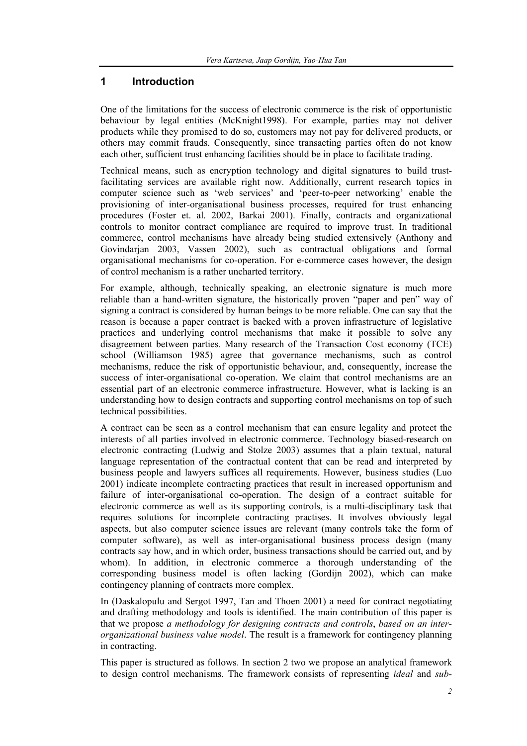# 1 Introduction

One of the limitations for the success of electronic commerce is the risk of opportunistic behaviour by legal entities (McKnight1998). For example, parties may not deliver products while they promised to do so, customers may not pay for delivered products, or others may commit frauds. Consequently, since transacting parties often do not know each other, sufficient trust enhancing facilities should be in place to facilitate trading.

Technical means, such as encryption technology and digital signatures to build trust-facilitating services are available right now. Additionally, current research topics in computer science such as 'web services' and 'peer-to-peer networking' enable the provisioning of inter-organisational business processes, required for trust enhancing procedures (Foster et. al. 2002, Barkai 2001). Finally, contracts and organizational controls to monitor contract compliance are required to improve trust. In traditional commerce, control mechanisms have already being studied extensively (Anthony and Govindarjan 2003, Vassen 2002), such as contractual obligations and formal organisational mechanisms for co-operation. For e-commerce cases however, the design of control mechanism is a rather uncharted territory.

For example, although, technically speaking, an electronic signature is much more reliable than a hand-written signature, the historically proven "paper and pen" way of signing a contract is considered by human beings to be more reliable. One can say that the reason is because a paper contract is backed with a proven infrastructure of legislative practices and underlying control mechanisms that make it possible to solve any disagreement between parties. Many research of the Transaction Cost economy (TCE) school (Williamson 1985) agree that governance mechanisms, such as control mechanisms, reduce the risk of opportunistic behaviour, and, consequently, increase the success of inter-organisational co-operation. We claim that control mechanisms are an essential part of an electronic commerce infrastructure. However, what is lacking is an understanding how to design contracts and supporting control mechanisms on top of such technical possibilities.

A contract can be seen as a control mechanism that can ensure legality and protect the interests of all parties involved in electronic commerce. Technology biased-research on electronic contracting (Ludwig and Stolze 2003) assumes that a plain textual, natural language representation of the contractual content that can be read and interpreted by business people and lawyers suffices all requirements. However, business studies (Luo 2001) indicate incomplete contracting practices that result in increased opportunism and failure of inter-organisational co-operation. The design of a contract suitable for electronic commerce as well as its supporting controls, is a multi-disciplinary task that requires solutions for incomplete contracting practises. It involves obviously legal aspects, but also computer science issues are relevant (many controls take the form of computer software), as well as inter-organisational business process design (many contracts say how, and in which order, business transactions should be carried out, and by whom). In addition, in electronic commerce a thorough understanding of the corresponding business model is often lacking (Gordijn 2002), which can make contingency planning of contracts more complex.

In (Daskalopulu and Sergot 1997, Tan and Thoen 2001) a need for contract negotiating and drafting methodology and tools is identified. The main contribution of this paper is that we propose *a methodology for designing contracts and controls*, *based on an inter-organizational business value model*. The result is a framework for contingency planning in contracting.

This paper is structured as follows. In section 2 two we propose an analytical framework to design control mechanisms. The framework consists of representing *ideal* and *sub-*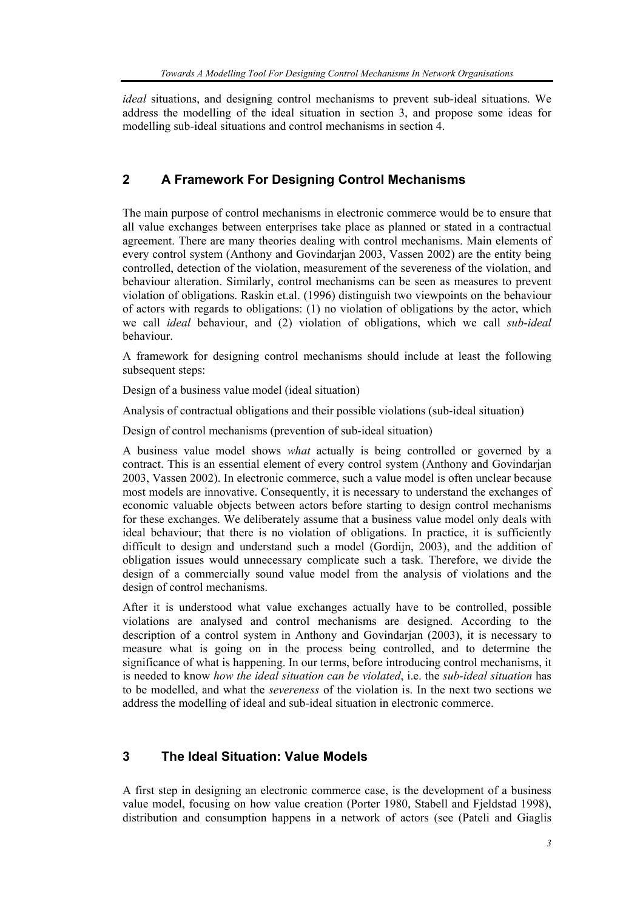*ideal* situations, and designing control mechanisms to prevent sub-ideal situations. We address the modelling of the ideal situation in section 3, and propose some ideas for modelling sub-ideal situations and control mechanisms in section 4.

## 2 A Framework For Designing Control Mechanisms

The main purpose of control mechanisms in electronic commerce would be to ensure that all value exchanges between enterprises take place as planned or stated in a contractual agreement. There are many theories dealing with control mechanisms. Main elements of every control system (Anthony and Govindarjan 2003, Vassen 2002) are the entity being controlled, detection of the violation, measurement of the severeness of the violation, and behaviour alteration. Similarly, control mechanisms can be seen as measures to prevent violation of obligations. Raskin et.al. (1996) distinguish two viewpoints on the behaviour of actors with regards to obligations: (1) no violation of obligations by the actor, which we call *ideal* behaviour, and (2) violation of obligations, which we call *sub-ideal* behaviour.

A framework for designing control mechanisms should include at least the following subsequent steps:

Design of a business value model (ideal situation)

Analysis of contractual obligations and their possible violations (sub-ideal situation)

Design of control mechanisms (prevention of sub-ideal situation)

A business value model shows *what* actually is being controlled or governed by a contract. This is an essential element of every control system (Anthony and Govindarjan 2003, Vassen 2002). In electronic commerce, such a value model is often unclear because most models are innovative. Consequently, it is necessary to understand the exchanges of economic valuable objects between actors before starting to design control mechanisms for these exchanges. We deliberately assume that a business value model only deals with ideal behaviour; that there is no violation of obligations. In practice, it is sufficiently difficult to design and understand such a model (Gordijn, 2003), and the addition of obligation issues would unnecessary complicate such a task. Therefore, we divide the design of a commercially sound value model from the analysis of violations and the design of control mechanisms.

After it is understood what value exchanges actually have to be controlled, possible violations are analysed and control mechanisms are designed. According to the description of a control system in Anthony and Govindarjan (2003), it is necessary to measure what is going on in the process being controlled, and to determine the significance of what is happening. In our terms, before introducing control mechanisms, it is needed to know *how the ideal situation can be violated*, i.e. the *sub-ideal situation* has to be modelled, and what the *severeness* of the violation is. In the next two sections we address the modelling of ideal and sub-ideal situation in electronic commerce.

## 3 The Ideal Situation: Value Models

A first step in designing an electronic commerce case, is the development of a business value model, focusing on how value creation (Porter 1980, Stabell and Fjeldstad 1998), distribution and consumption happens in a network of actors (see (Pateli and Giaglis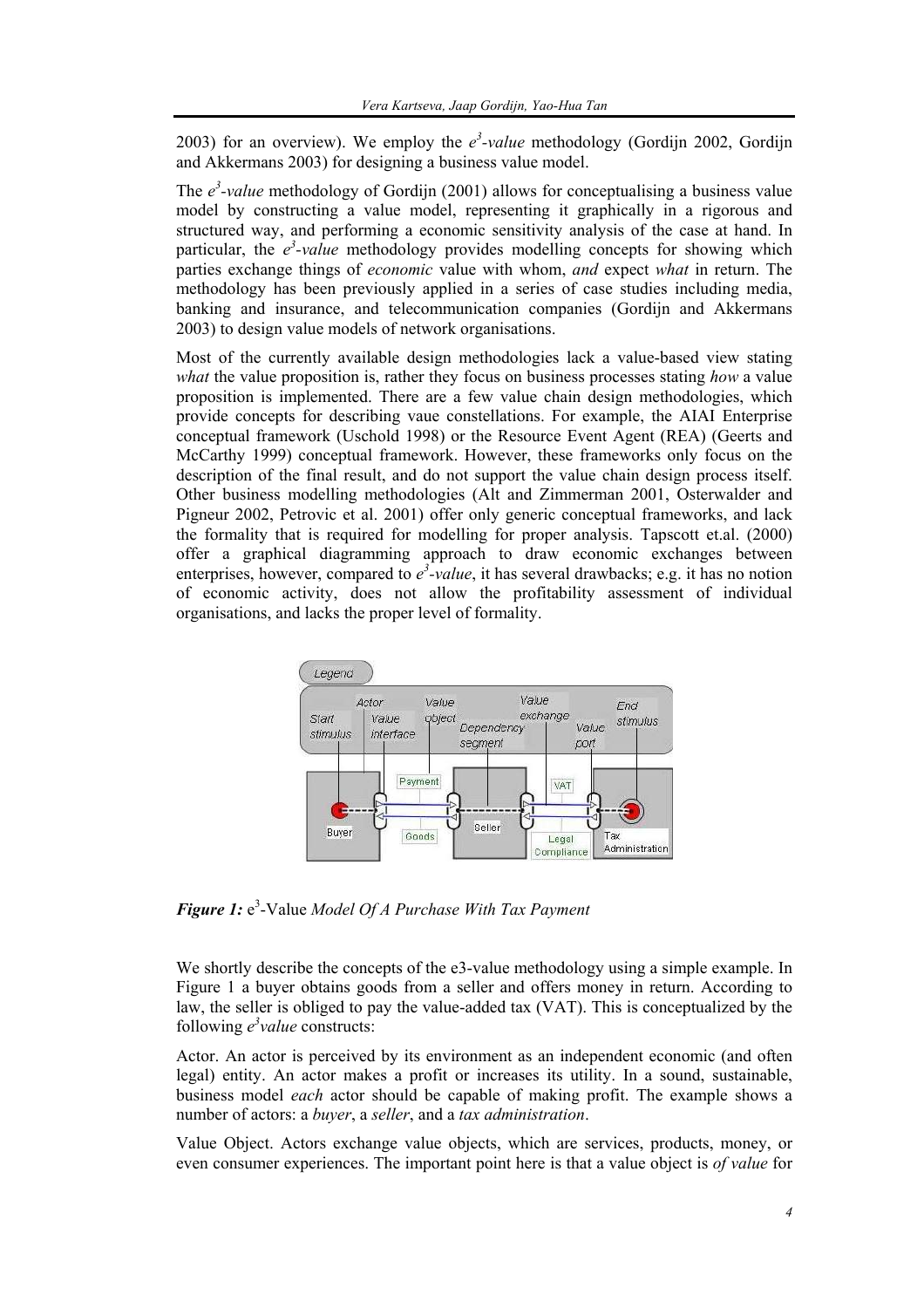2003) for an overview). We employ the $e^3$-*value* methodology (Gordijn 2002, Gordijn and Akkermans 2003) for designing a business value model.

The $e^3$-*value* methodology of Gordijn (2001) allows for conceptualising a business value model by constructing a value model, representing it graphically in a rigorous and structured way, and performing a economic sensitivity analysis of the case at hand. In particular, the $e^3$-*value* methodology provides modelling concepts for showing which parties exchange things of *economic* value with whom, *and* expect *what* in return. The methodology has been previously applied in a series of case studies including media, banking and insurance, and telecommunication companies (Gordijn and Akkermans 2003) to design value models of network organisations.

Most of the currently available design methodologies lack a value-based view stating *what* the value proposition is, rather they focus on business processes stating *how* a value proposition is implemented. There are a few value chain design methodologies, which provide concepts for describing vaue constellations. For example, the AIAI Enterprise conceptual framework (Uschold 1998) or the Resource Event Agent (REA) (Geerts and McCarthy 1999) conceptual framework. However, these frameworks only focus on the description of the final result, and do not support the value chain design process itself. Other business modelling methodologies (Alt and Zimmerman 2001, Osterwalder and Pigneur 2002, Petrovic et al. 2001) offer only generic conceptual frameworks, and lack the formality that is required for modelling for proper analysis. Tapscott et.al. (2000) offer a graphical diagramming approach to draw economic exchanges between enterprises, however, compared to $e^3$-*value*, it has several drawbacks; e.g. it has no notion of economic activity, does not allow the profitability assessment of individual organisations, and lacks the proper level of formality.

***Figure 1:*** $e^3$-Value *Model Of A Purchase With Tax Payment*

We shortly describe the concepts of the e3-value methodology using a simple example. In Figure 1 a buyer obtains goods from a seller and offers money in return. According to law, the seller is obliged to pay the value-added tax (VAT). This is conceptualized by the following $e^3$*value* constructs:

Actor. An actor is perceived by its environment as an independent economic (and often legal) entity. An actor makes a profit or increases its utility. In a sound, sustainable, business model *each* actor should be capable of making profit. The example shows a number of actors: a *buyer*, a *seller*, and a *tax administration*.

Value Object. Actors exchange value objects, which are services, products, money, or even consumer experiences. The important point here is that a value object is *of value* for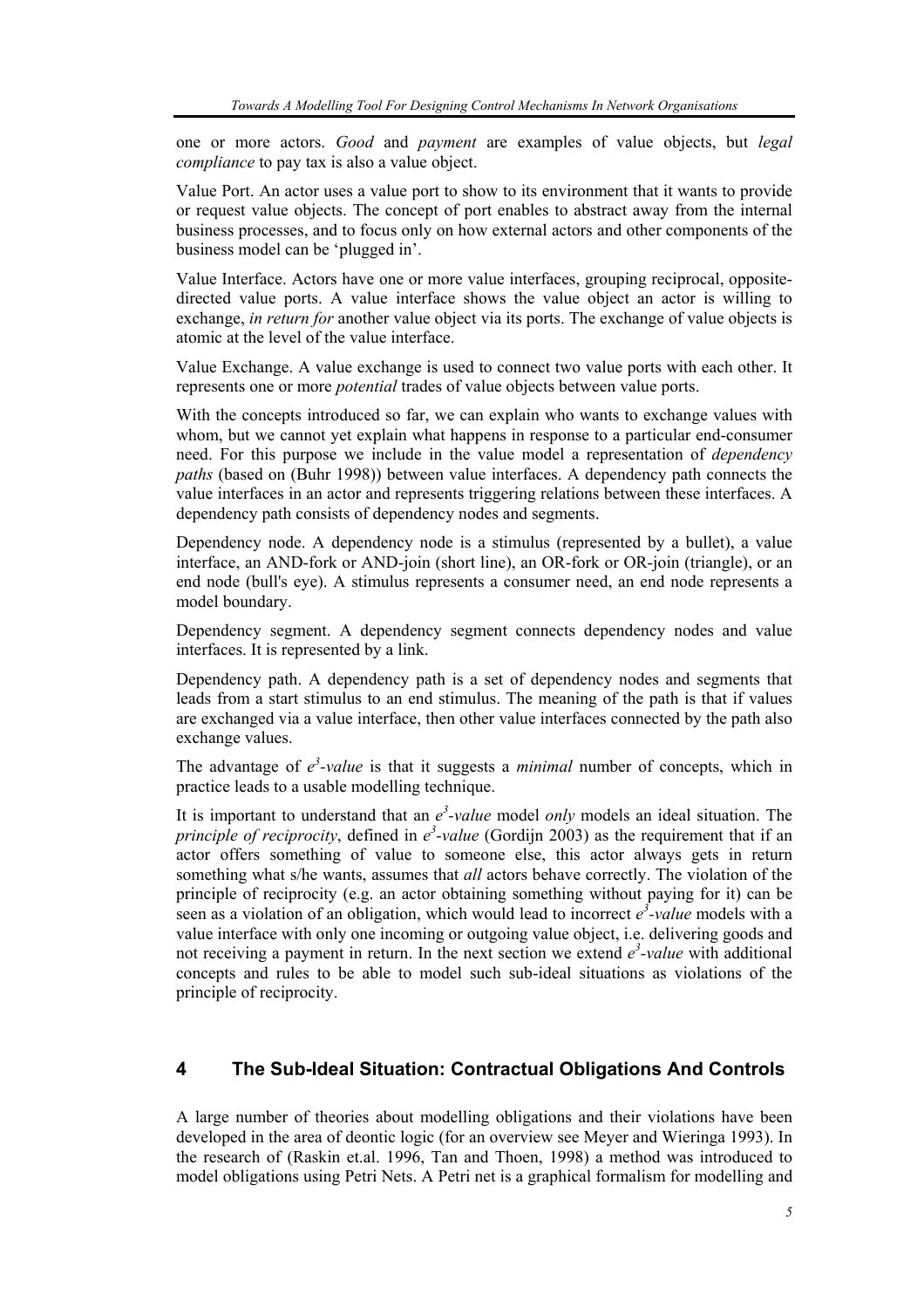one or more actors. *Good* and *payment* are examples of value objects, but *legal compliance* to pay tax is also a value object.

Value Port. An actor uses a value port to show to its environment that it wants to provide or request value objects. The concept of port enables to abstract away from the internal business processes, and to focus only on how external actors and other components of the business model can be 'plugged in'.

Value Interface. Actors have one or more value interfaces, grouping reciprocal, opposite-directed value ports. A value interface shows the value object an actor is willing to exchange, *in return for* another value object via its ports. The exchange of value objects is atomic at the level of the value interface.

Value Exchange. A value exchange is used to connect two value ports with each other. It represents one or more *potential* trades of value objects between value ports.

With the concepts introduced so far, we can explain who wants to exchange values with whom, but we cannot yet explain what happens in response to a particular end-consumer need. For this purpose we include in the value model a representation of *dependency paths* (based on (Buhr 1998)) between value interfaces. A dependency path connects the value interfaces in an actor and represents triggering relations between these interfaces. A dependency path consists of dependency nodes and segments.

Dependency node. A dependency node is a stimulus (represented by a bullet), a value interface, an AND-fork or AND-join (short line), an OR-fork or OR-join (triangle), or an end node (bull's eye). A stimulus represents a consumer need, an end node represents a model boundary.

Dependency segment. A dependency segment connects dependency nodes and value interfaces. It is represented by a link.

Dependency path. A dependency path is a set of dependency nodes and segments that leads from a start stimulus to an end stimulus. The meaning of the path is that if values are exchanged via a value interface, then other value interfaces connected by the path also exchange values.

The advantage of *$e^3$-value* is that it suggests a *minimal* number of concepts, which in practice leads to a usable modelling technique.

It is important to understand that an *$e^3$-value* model *only* models an ideal situation. The *principle of reciprocity*, defined in *$e^3$-value* (Gordijn 2003) as the requirement that if an actor offers something of value to someone else, this actor always gets in return something what s/he wants, assumes that *all* actors behave correctly. The violation of the principle of reciprocity (e.g. an actor obtaining something without paying for it) can be seen as a violation of an obligation, which would lead to incorrect *$e^3$-value* models with a value interface with only one incoming or outgoing value object, i.e. delivering goods and not receiving a payment in return. In the next section we extend *$e^3$-value* with additional concepts and rules to be able to model such sub-ideal situations as violations of the principle of reciprocity.

## 4 The Sub-Ideal Situation: Contractual Obligations And Controls

A large number of theories about modelling obligations and their violations have been developed in the area of deontic logic (for an overview see Meyer and Wieringa 1993). In the research of (Raskin et.al. 1996, Tan and Thoen, 1998) a method was introduced to model obligations using Petri Nets. A Petri net is a graphical formalism for modelling and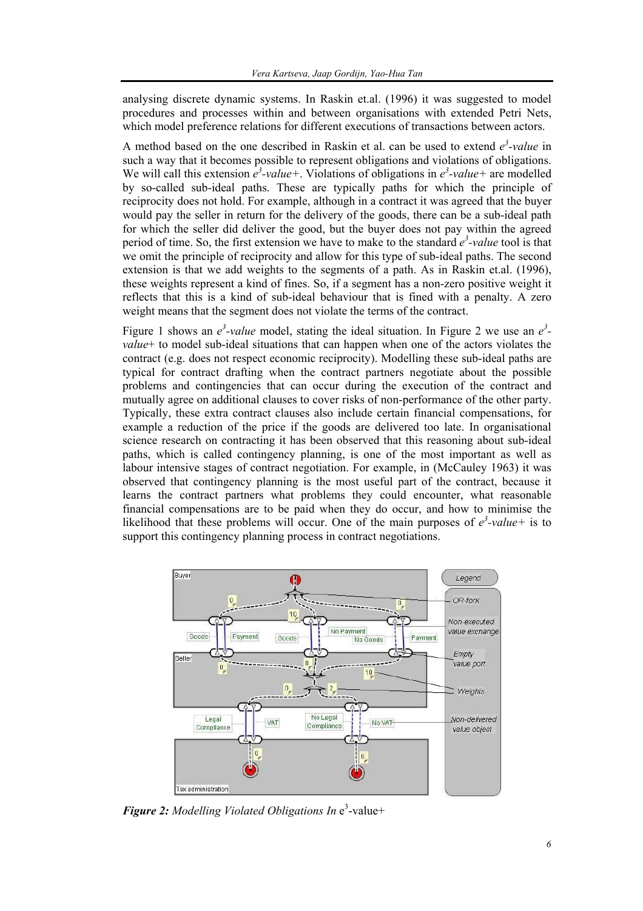analysing discrete dynamic systems. In Raskin et.al. (1996) it was suggested to model procedures and processes within and between organisations with extended Petri Nets, which model preference relations for different executions of transactions between actors.

A method based on the one described in Raskin et al. can be used to extend *$e^3$-value* in such a way that it becomes possible to represent obligations and violations of obligations. We will call this extension *$e^3$-value+*. Violations of obligations in *$e^3$-value+* are modelled by so-called sub-ideal paths. These are typically paths for which the principle of reciprocity does not hold. For example, although in a contract it was agreed that the buyer would pay the seller in return for the delivery of the goods, there can be a sub-ideal path for which the seller did deliver the good, but the buyer does not pay within the agreed period of time. So, the first extension we have to make to the standard *$e^3$-value* tool is that we omit the principle of reciprocity and allow for this type of sub-ideal paths. The second extension is that we add weights to the segments of a path. As in Raskin et.al. (1996), these weights represent a kind of fines. So, if a segment has a non-zero positive weight it reflects that this is a kind of sub-ideal behaviour that is fined with a penalty. A zero weight means that the segment does not violate the terms of the contract.

Figure 1 shows an *$e^3$-value* model, stating the ideal situation. In Figure 2 we use an *$e^3$-value+* to model sub-ideal situations that can happen when one of the actors violates the contract (e.g. does not respect economic reciprocity). Modelling these sub-ideal paths are typical for contract drafting when the contract partners negotiate about the possible problems and contingencies that can occur during the execution of the contract and mutually agree on additional clauses to cover risks of non-performance of the other party. Typically, these extra contract clauses also include certain financial compensations, for example a reduction of the price if the goods are delivered too late. In organisational science research on contracting it has been observed that this reasoning about sub-ideal paths, which is called contingency planning, is one of the most important as well as labour intensive stages of contract negotiation. For example, in (McCauley 1963) it was observed that contingency planning is the most useful part of the contract, because it learns the contract partners what problems they could encounter, what reasonable financial compensations are to be paid when they do occur, and how to minimise the likelihood that these problems will occur. One of the main purposes of *$e^3$-value+* is to support this contingency planning process in contract negotiations.

***Figure 2:*** *Modelling Violated Obligations In* $e^3$-value+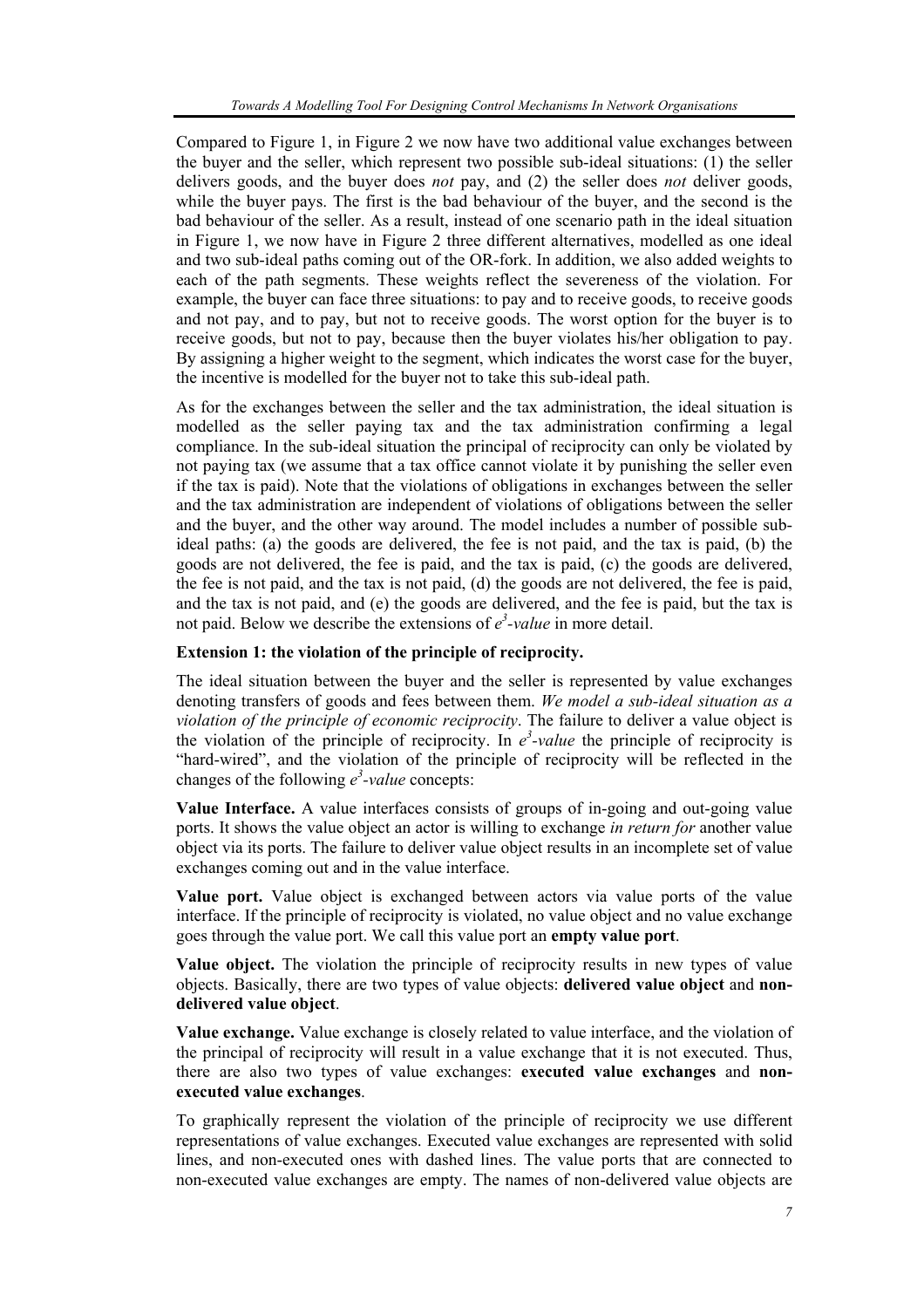Compared to Figure 1, in Figure 2 we now have two additional value exchanges between the buyer and the seller, which represent two possible sub-ideal situations: (1) the seller delivers goods, and the buyer does *not* pay, and (2) the seller does *not* deliver goods, while the buyer pays. The first is the bad behaviour of the buyer, and the second is the bad behaviour of the seller. As a result, instead of one scenario path in the ideal situation in Figure 1, we now have in Figure 2 three different alternatives, modelled as one ideal and two sub-ideal paths coming out of the OR-fork. In addition, we also added weights to each of the path segments. These weights reflect the severeness of the violation. For example, the buyer can face three situations: to pay and to receive goods, to receive goods and not pay, and to pay, but not to receive goods. The worst option for the buyer is to receive goods, but not to pay, because then the buyer violates his/her obligation to pay. By assigning a higher weight to the segment, which indicates the worst case for the buyer, the incentive is modelled for the buyer not to take this sub-ideal path.

As for the exchanges between the seller and the tax administration, the ideal situation is modelled as the seller paying tax and the tax administration confirming a legal compliance. In the sub-ideal situation the principal of reciprocity can only be violated by not paying tax (we assume that a tax office cannot violate it by punishing the seller even if the tax is paid). Note that the violations of obligations in exchanges between the seller and the tax administration are independent of violations of obligations between the seller and the buyer, and the other way around. The model includes a number of possible sub-ideal paths: (a) the goods are delivered, the fee is not paid, and the tax is paid, (b) the goods are not delivered, the fee is paid, and the tax is paid, (c) the goods are delivered, the fee is not paid, and the tax is not paid, (d) the goods are not delivered, the fee is paid, and the tax is not paid, and (e) the goods are delivered, and the fee is paid, but the tax is not paid. Below we describe the extensions of *$e^3$-value* in more detail.

**Extension 1: the violation of the principle of reciprocity.**

The ideal situation between the buyer and the seller is represented by value exchanges denoting transfers of goods and fees between them. *We model a sub-ideal situation as a violation of the principle of economic reciprocity*. The failure to deliver a value object is the violation of the principle of reciprocity. In *$e^3$-value* the principle of reciprocity is "hard-wired", and the violation of the principle of reciprocity will be reflected in the changes of the following *$e^3$-value* concepts:

**Value Interface.** A value interfaces consists of groups of in-going and out-going value ports. It shows the value object an actor is willing to exchange *in return for* another value object via its ports. The failure to deliver value object results in an incomplete set of value exchanges coming out and in the value interface.

**Value port.** Value object is exchanged between actors via value ports of the value interface. If the principle of reciprocity is violated, no value object and no value exchange goes through the value port. We call this value port an **empty value port**.

**Value object.** The violation the principle of reciprocity results in new types of value objects. Basically, there are two types of value objects: **delivered value object** and **non-delivered value object**.

**Value exchange.** Value exchange is closely related to value interface, and the violation of the principal of reciprocity will result in a value exchange that it is not executed. Thus, there are also two types of value exchanges: **executed value exchanges** and **non-executed value exchanges**.

To graphically represent the violation of the principle of reciprocity we use different representations of value exchanges. Executed value exchanges are represented with solid lines, and non-executed ones with dashed lines. The value ports that are connected to non-executed value exchanges are empty. The names of non-delivered value objects are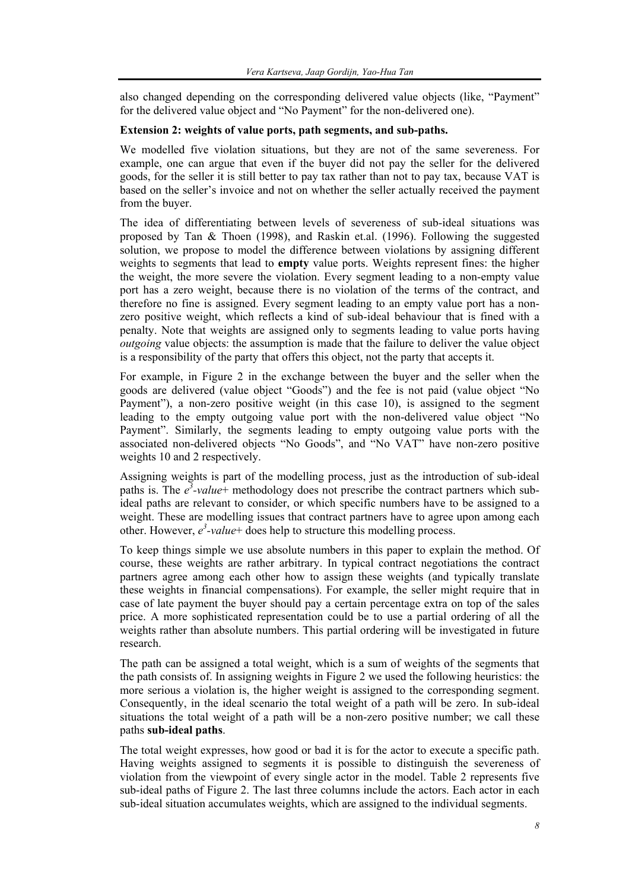also changed depending on the corresponding delivered value objects (like, "Payment" for the delivered value object and "No Payment" for the non-delivered one).

**Extension 2: weights of value ports, path segments, and sub-paths.**

We modelled five violation situations, but they are not of the same severeness. For example, one can argue that even if the buyer did not pay the seller for the delivered goods, for the seller it is still better to pay tax rather than not to pay tax, because VAT is based on the seller's invoice and not on whether the seller actually received the payment from the buyer.

The idea of differentiating between levels of severeness of sub-ideal situations was proposed by Tan & Thoen (1998), and Raskin et.al. (1996). Following the suggested solution, we propose to model the difference between violations by assigning different weights to segments that lead to **empty** value ports. Weights represent fines: the higher the weight, the more severe the violation. Every segment leading to a non-empty value port has a zero weight, because there is no violation of the terms of the contract, and therefore no fine is assigned. Every segment leading to an empty value port has a non-zero positive weight, which reflects a kind of sub-ideal behaviour that is fined with a penalty. Note that weights are assigned only to segments leading to value ports having *outgoing* value objects: the assumption is made that the failure to deliver the value object is a responsibility of the party that offers this object, not the party that accepts it.

For example, in Figure 2 in the exchange between the buyer and the seller when the goods are delivered (value object "Goods") and the fee is not paid (value object "No Payment"), a non-zero positive weight (in this case 10), is assigned to the segment leading to the empty outgoing value port with the non-delivered value object "No Payment". Similarly, the segments leading to empty outgoing value ports with the associated non-delivered objects "No Goods", and "No VAT" have non-zero positive weights 10 and 2 respectively.

Assigning weights is part of the modelling process, just as the introduction of sub-ideal paths is. The *$e^3$-value+* methodology does not prescribe the contract partners which sub-ideal paths are relevant to consider, or which specific numbers have to be assigned to a weight. These are modelling issues that contract partners have to agree upon among each other. However, *$e^3$-value+* does help to structure this modelling process.

To keep things simple we use absolute numbers in this paper to explain the method. Of course, these weights are rather arbitrary. In typical contract negotiations the contract partners agree among each other how to assign these weights (and typically translate these weights in financial compensations). For example, the seller might require that in case of late payment the buyer should pay a certain percentage extra on top of the sales price. A more sophisticated representation could be to use a partial ordering of all the weights rather than absolute numbers. This partial ordering will be investigated in future research.

The path can be assigned a total weight, which is a sum of weights of the segments that the path consists of. In assigning weights in Figure 2 we used the following heuristics: the more serious a violation is, the higher weight is assigned to the corresponding segment. Consequently, in the ideal scenario the total weight of a path will be zero. In sub-ideal situations the total weight of a path will be a non-zero positive number; we call these paths **sub-ideal paths**.

The total weight expresses, how good or bad it is for the actor to execute a specific path. Having weights assigned to segments it is possible to distinguish the severeness of violation from the viewpoint of every single actor in the model. Table 2 represents five sub-ideal paths of Figure 2. The last three columns include the actors. Each actor in each sub-ideal situation accumulates weights, which are assigned to the individual segments.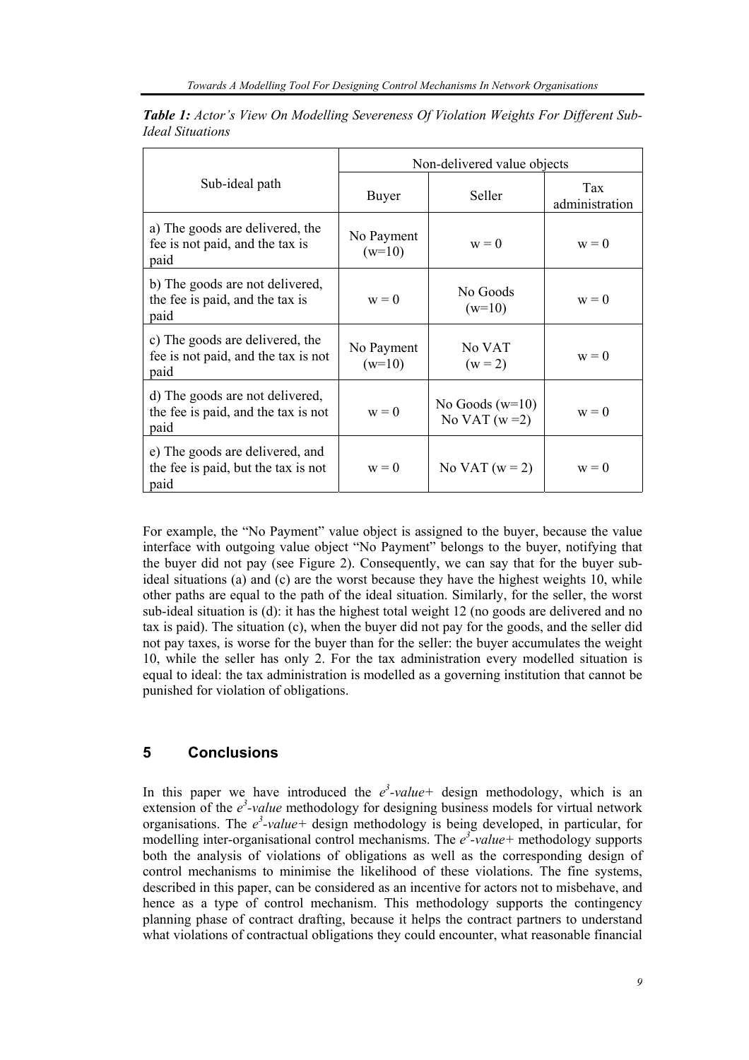***Table 1:*** *Actor's View On Modelling Severeness Of Violation Weights For Different Sub-Ideal Situations*

| Sub-ideal path | Non-delivered value objects | | |
|---|---|---|---|
| | Buyer | Seller | Tax administration |
| a) The goods are delivered, the fee is not paid, and the tax is paid | No Payment (w=10) | w = 0 | w = 0 |
| b) The goods are not delivered, the fee is paid, and the tax is paid | w = 0 | No Goods (w=10) | w = 0 |
| c) The goods are delivered, the fee is not paid, and the tax is not paid | No Payment (w=10) | No VAT (w = 2) | w = 0 |
| d) The goods are not delivered, the fee is paid, and the tax is not paid | w = 0 | No Goods (w=10) No VAT (w =2) | w = 0 |
| e) The goods are delivered, and the fee is paid, but the tax is not paid | w = 0 | No VAT (w = 2) | w = 0 |

For example, the "No Payment" value object is assigned to the buyer, because the value interface with outgoing value object "No Payment" belongs to the buyer, notifying that the buyer did not pay (see Figure 2). Consequently, we can say that for the buyer sub-ideal situations (a) and (c) are the worst because they have the highest weights 10, while other paths are equal to the path of the ideal situation. Similarly, for the seller, the worst sub-ideal situation is (d): it has the highest total weight 12 (no goods are delivered and no tax is paid). The situation (c), when the buyer did not pay for the goods, and the seller did not pay taxes, is worse for the buyer than for the seller: the buyer accumulates the weight 10, while the seller has only 2. For the tax administration every modelled situation is equal to ideal: the tax administration is modelled as a governing institution that cannot be punished for violation of obligations.

## 5 Conclusions

In this paper we have introduced the *e³-value+* design methodology, which is an extension of the *e³-value* methodology for designing business models for virtual network organisations. The *e³-value+* design methodology is being developed, in particular, for modelling inter-organisational control mechanisms. The *e³-value+* methodology supports both the analysis of violations of obligations as well as the corresponding design of control mechanisms to minimise the likelihood of these violations. The fine systems, described in this paper, can be considered as an incentive for actors not to misbehave, and hence as a type of control mechanism. This methodology supports the contingency planning phase of contract drafting, because it helps the contract partners to understand what violations of contractual obligations they could encounter, what reasonable financial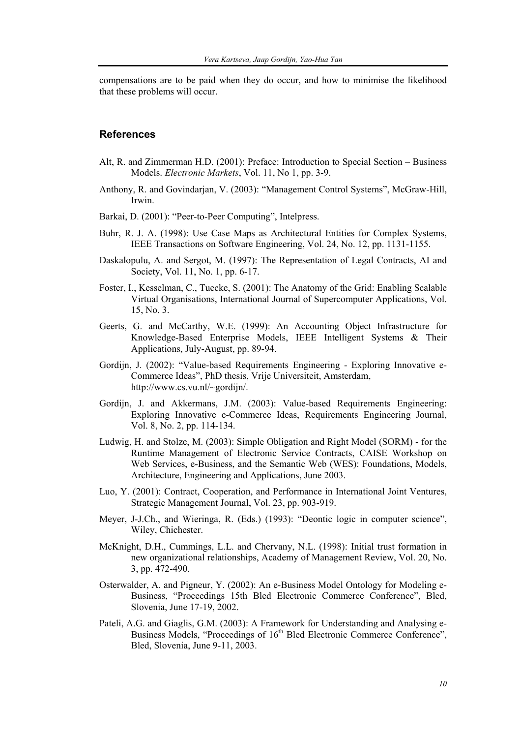compensations are to be paid when they do occur, and how to minimise the likelihood that these problems will occur.

## References

Alt, R. and Zimmerman H.D. (2001): Preface: Introduction to Special Section – Business Models. *Electronic Markets*, Vol. 11, No 1, pp. 3-9.

Anthony, R. and Govindarjan, V. (2003): "Management Control Systems", McGraw-Hill, Irwin.

Barkai, D. (2001): "Peer-to-Peer Computing", Intelpress.

Buhr, R. J. A. (1998): Use Case Maps as Architectural Entities for Complex Systems, IEEE Transactions on Software Engineering, Vol. 24, No. 12, pp. 1131-1155.

Daskalopulu, A. and Sergot, M. (1997): The Representation of Legal Contracts, AI and Society, Vol. 11, No. 1, pp. 6-17.

Foster, I., Kesselman, C., Tuecke, S. (2001): The Anatomy of the Grid: Enabling Scalable Virtual Organisations, International Journal of Supercomputer Applications, Vol. 15, No. 3.

Geerts, G. and McCarthy, W.E. (1999): An Accounting Object Infrastructure for Knowledge-Based Enterprise Models, IEEE Intelligent Systems & Their Applications, July-August, pp. 89-94.

Gordijn, J. (2002): "Value-based Requirements Engineering - Exploring Innovative e-Commerce Ideas", PhD thesis, Vrije Universiteit, Amsterdam, http://www.cs.vu.nl/~gordijn/.

Gordijn, J. and Akkermans, J.M. (2003): Value-based Requirements Engineering: Exploring Innovative e-Commerce Ideas, Requirements Engineering Journal, Vol. 8, No. 2, pp. 114-134.

Ludwig, H. and Stolze, M. (2003): Simple Obligation and Right Model (SORM) - for the Runtime Management of Electronic Service Contracts, CAISE Workshop on Web Services, e-Business, and the Semantic Web (WES): Foundations, Models, Architecture, Engineering and Applications, June 2003.

Luo, Y. (2001): Contract, Cooperation, and Performance in International Joint Ventures, Strategic Management Journal, Vol. 23, pp. 903-919.

Meyer, J-J.Ch., and Wieringa, R. (Eds.) (1993): "Deontic logic in computer science", Wiley, Chichester.

McKnight, D.H., Cummings, L.L. and Chervany, N.L. (1998): Initial trust formation in new organizational relationships, Academy of Management Review, Vol. 20, No. 3, pp. 472-490.

Osterwalder, A. and Pigneur, Y. (2002): An e-Business Model Ontology for Modeling e-Business, "Proceedings 15th Bled Electronic Commerce Conference", Bled, Slovenia, June 17-19, 2002.

Pateli, A.G. and Giaglis, G.M. (2003): A Framework for Understanding and Analysing e-Business Models, "Proceedings of 16th Bled Electronic Commerce Conference", Bled, Slovenia, June 9-11, 2003.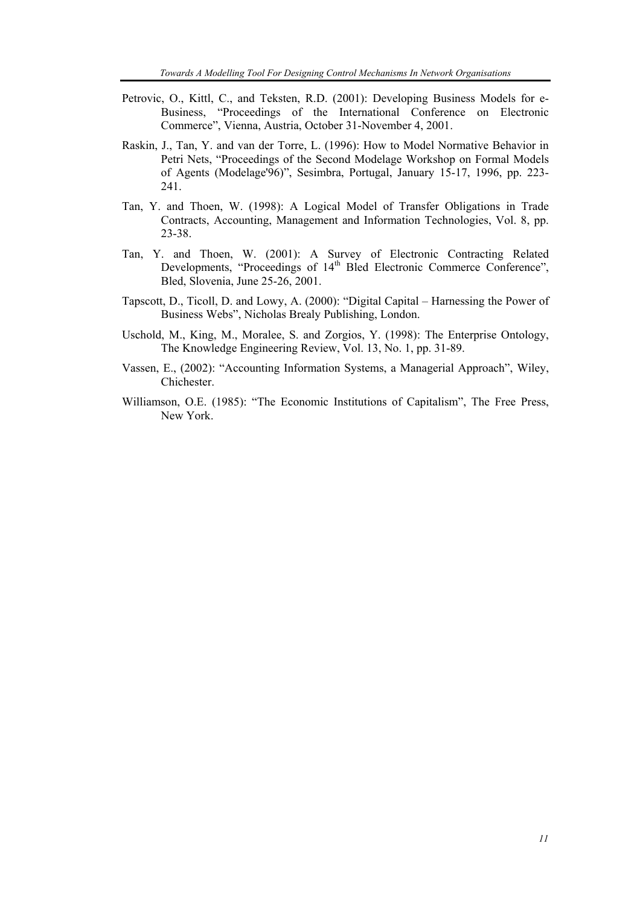Petrovic, O., Kittl, C., and Teksten, R.D. (2001): Developing Business Models for e-Business, “Proceedings of the International Conference on Electronic Commerce”, Vienna, Austria, October 31-November 4, 2001.

Raskin, J., Tan, Y. and van der Torre, L. (1996): How to Model Normative Behavior in Petri Nets, “Proceedings of the Second Modelage Workshop on Formal Models of Agents (Modelage'96)”, Sesimbra, Portugal, January 15-17, 1996, pp. 223-241.

Tan, Y. and Thoen, W. (1998): A Logical Model of Transfer Obligations in Trade Contracts, Accounting, Management and Information Technologies, Vol. 8, pp. 23-38.

Tan, Y. and Thoen, W. (2001): A Survey of Electronic Contracting Related Developments, “Proceedings of 14th Bled Electronic Commerce Conference”, Bled, Slovenia, June 25-26, 2001.

Tapscott, D., Ticoll, D. and Lowy, A. (2000): “Digital Capital – Harnessing the Power of Business Webs”, Nicholas Brealy Publishing, London.

Uschold, M., King, M., Moralee, S. and Zorgios, Y. (1998): The Enterprise Ontology, The Knowledge Engineering Review, Vol. 13, No. 1, pp. 31-89.

Vassen, E., (2002): “Accounting Information Systems, a Managerial Approach”, Wiley, Chichester.

Williamson, O.E. (1985): “The Economic Institutions of Capitalism”, The Free Press, New York.